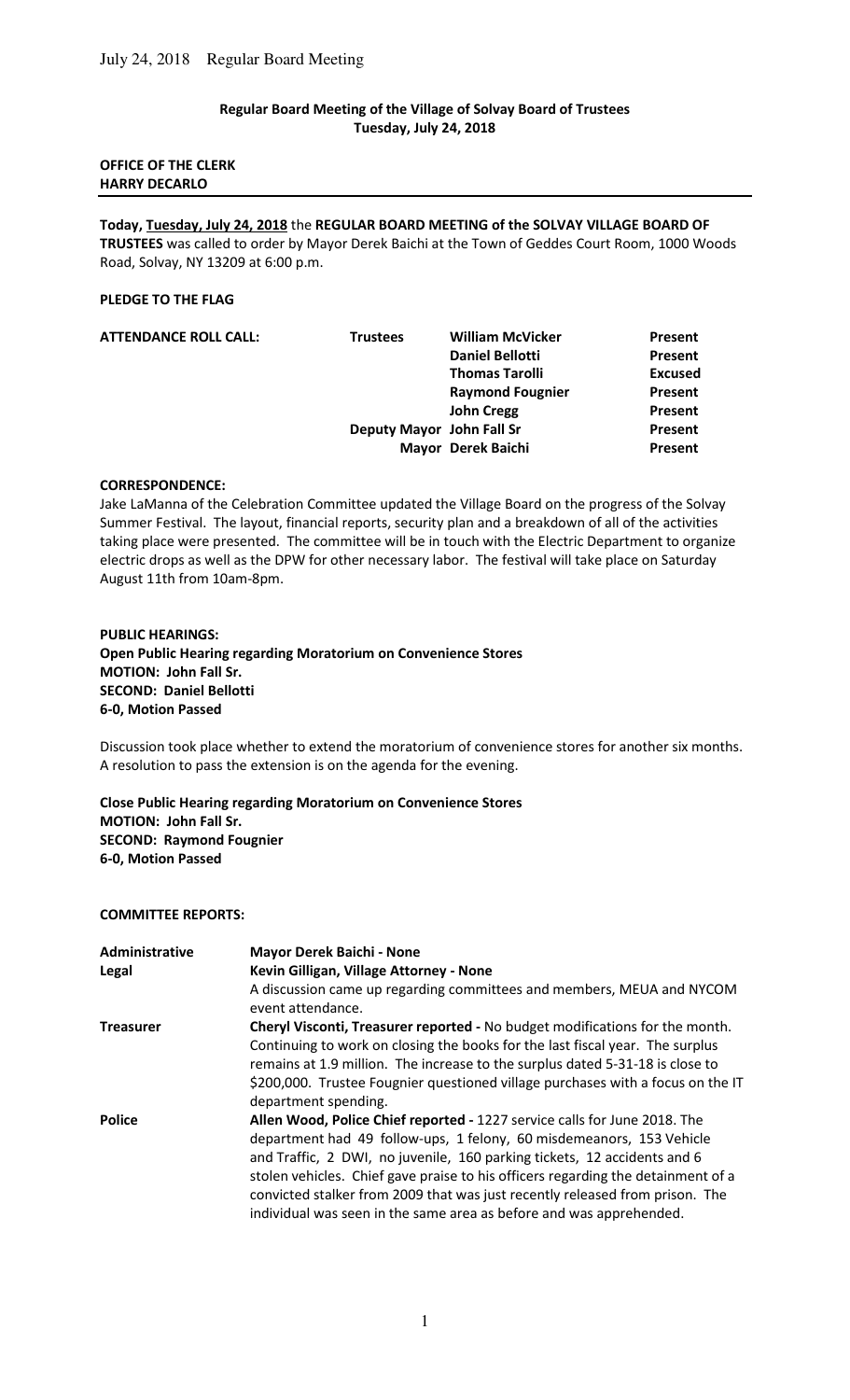**Regular Board Meeting of the Village of Solvay Board of Trustees**
**Tuesday, July 24, 2018**

**OFFICE OF THE CLERK**
**HARRY DECARLO**

---

**Today, Tuesday, July 24, 2018** the **REGULAR BOARD MEETING of the SOLVAY VILLAGE BOARD OF TRUSTEES** was called to order by Mayor Derek Baichi at the Town of Geddes Court Room, 1000 Woods Road, Solvay, NY 13209 at 6:00 p.m.

**PLEDGE TO THE FLAG**

| **ATTENDANCE ROLL CALL:** | **Trustees** | **William McVicker** | **Present** |
|---|---|---|---|
| | | **Daniel Bellotti** | **Present** |
| | | **Thomas Tarolli** | **Excused** |
| | | **Raymond Fougnier** | **Present** |
| | | **John Cregg** | **Present** |
| | **Deputy Mayor** | **John Fall Sr** | **Present** |
| | **Mayor** | **Derek Baichi** | **Present** |

**CORRESPONDENCE:**

Jake LaManna of the Celebration Committee updated the Village Board on the progress of the Solvay Summer Festival. The layout, financial reports, security plan and a breakdown of all of the activities taking place were presented. The committee will be in touch with the Electric Department to organize electric drops as well as the DPW for other necessary labor. The festival will take place on Saturday August 11th from 10am-8pm.

**PUBLIC HEARINGS:**
**Open Public Hearing regarding Moratorium on Convenience Stores**
**MOTION: John Fall Sr.**
**SECOND: Daniel Bellotti**
**6-0, Motion Passed**

Discussion took place whether to extend the moratorium of convenience stores for another six months. A resolution to pass the extension is on the agenda for the evening.

**Close Public Hearing regarding Moratorium on Convenience Stores**
**MOTION: John Fall Sr.**
**SECOND: Raymond Fougnier**
**6-0, Motion Passed**

**COMMITTEE REPORTS:**

| | |
|---|---|
| **Administrative** | **Mayor Derek Baichi - None** |
| **Legal** | **Kevin Gilligan, Village Attorney - None** A discussion came up regarding committees and members, MEUA and NYCOM event attendance. |
| **Treasurer** | **Cheryl Visconti, Treasurer reported -** No budget modifications for the month. Continuing to work on closing the books for the last fiscal year. The surplus remains at 1.9 million. The increase to the surplus dated 5-31-18 is close to \$200,000. Trustee Fougnier questioned village purchases with a focus on the IT department spending. |
| **Police** | **Allen Wood, Police Chief reported -** 1227 service calls for June 2018. The department had 49 follow-ups, 1 felony, 60 misdemeanors, 153 Vehicle and Traffic, 2 DWI, no juvenile, 160 parking tickets, 12 accidents and 6 stolen vehicles. Chief gave praise to his officers regarding the detainment of a convicted stalker from 2009 that was just recently released from prison. The individual was seen in the same area as before and was apprehended. |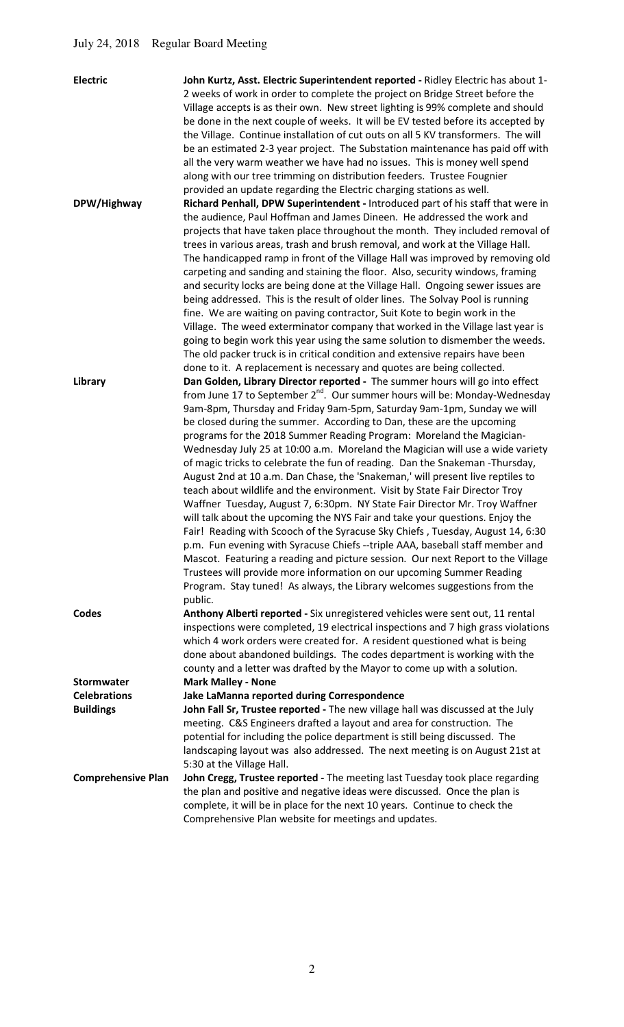July 24, 2018 Regular Board Meeting

| | |
|---|---|
| **Electric** | **John Kurtz, Asst. Electric Superintendent reported -** Ridley Electric has about 1-2 weeks of work in order to complete the project on Bridge Street before the Village accepts is as their own. New street lighting is 99% complete and should be done in the next couple of weeks. It will be EV tested before its accepted by the Village. Continue installation of cut outs on all 5 KV transformers. The will be an estimated 2-3 year project. The Substation maintenance has paid off with all the very warm weather we have had no issues. This is money well spend along with our tree trimming on distribution feeders. Trustee Fougnier provided an update regarding the Electric charging stations as well. |
| **DPW/Highway** | **Richard Penhall, DPW Superintendent -** Introduced part of his staff that were in the audience, Paul Hoffman and James Dineen. He addressed the work and projects that have taken place throughout the month. They included removal of trees in various areas, trash and brush removal, and work at the Village Hall. The handicapped ramp in front of the Village Hall was improved by removing old carpeting and sanding and staining the floor. Also, security windows, framing and security locks are being done at the Village Hall. Ongoing sewer issues are being addressed. This is the result of older lines. The Solvay Pool is running fine. We are waiting on paving contractor, Suit Kote to begin work in the Village. The weed exterminator company that worked in the Village last year is going to begin work this year using the same solution to dismember the weeds. The old packer truck is in critical condition and extensive repairs have been done to it. A replacement is necessary and quotes are being collected. |
| **Library** | **Dan Golden, Library Director reported -** The summer hours will go into effect from June 17 to September 2nd. Our summer hours will be: Monday-Wednesday 9am-8pm, Thursday and Friday 9am-5pm, Saturday 9am-1pm, Sunday we will be closed during the summer. According to Dan, these are the upcoming programs for the 2018 Summer Reading Program: Moreland the Magician-Wednesday July 25 at 10:00 a.m. Moreland the Magician will use a wide variety of magic tricks to celebrate the fun of reading. Dan the Snakeman -Thursday, August 2nd at 10 a.m. Dan Chase, the 'Snakeman,' will present live reptiles to teach about wildlife and the environment. Visit by State Fair Director Troy Waffner Tuesday, August 7, 6:30pm. NY State Fair Director Mr. Troy Waffner will talk about the upcoming the NYS Fair and take your questions. Enjoy the Fair! Reading with Scooch of the Syracuse Sky Chiefs , Tuesday, August 14, 6:30 p.m. Fun evening with Syracuse Chiefs --triple AAA, baseball staff member and Mascot. Featuring a reading and picture session. Our next Report to the Village Trustees will provide more information on our upcoming Summer Reading Program. Stay tuned! As always, the Library welcomes suggestions from the public. |
| **Codes** | **Anthony Alberti reported -** Six unregistered vehicles were sent out, 11 rental inspections were completed, 19 electrical inspections and 7 high grass violations which 4 work orders were created for. A resident questioned what is being done about abandoned buildings. The codes department is working with the county and a letter was drafted by the Mayor to come up with a solution. |
| **Stormwater** | **Mark Malley - None** |
| **Celebrations** | **Jake LaManna reported during Correspondence** |
| **Buildings** | **John Fall Sr, Trustee reported -** The new village hall was discussed at the July meeting. C&S Engineers drafted a layout and area for construction. The potential for including the police department is still being discussed. The landscaping layout was also addressed. The next meeting is on August 21st at 5:30 at the Village Hall. |
| **Comprehensive Plan** | **John Cregg, Trustee reported -** The meeting last Tuesday took place regarding the plan and positive and negative ideas were discussed. Once the plan is complete, it will be in place for the next 10 years. Continue to check the Comprehensive Plan website for meetings and updates. |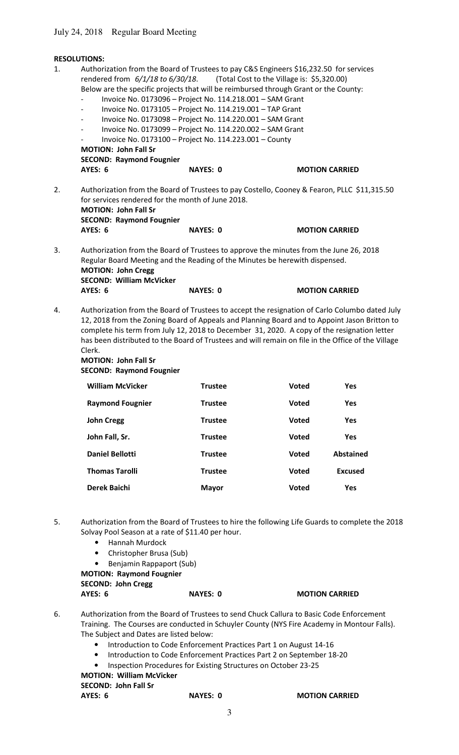**RESOLUTIONS:**

1. Authorization from the Board of Trustees to pay C&S Engineers $16,232.50 for services rendered from *6/1/18 to 6/30/18*. (Total Cost to the Village is: $5,320.00)
   Below are the specific projects that will be reimbursed through Grant or the County:
   - Invoice No. 0173096 – Project No. 114.218.001 – SAM Grant
   - Invoice No. 0173105 – Project No. 114.219.001 – TAP Grant
   - Invoice No. 0173098 – Project No. 114.220.001 – SAM Grant
   - Invoice No. 0173099 – Project No. 114.220.002 – SAM Grant
   - Invoice No. 0173100 – Project No. 114.223.001 – County

   **MOTION: John Fall Sr**
   **SECOND: Raymond Fougnier**
   **AYES: 6** **NAYES: 0** **MOTION CARRIED**

2. Authorization from the Board of Trustees to pay Costello, Cooney & Fearon, PLLC $11,315.50 for services rendered for the month of June 2018.

   **MOTION: John Fall Sr**
   **SECOND: Raymond Fougnier**
   **AYES: 6** **NAYES: 0** **MOTION CARRIED**

3. Authorization from the Board of Trustees to approve the minutes from the June 26, 2018 Regular Board Meeting and the Reading of the Minutes be herewith dispensed.

   **MOTION: John Cregg**
   **SECOND: William McVicker**
   **AYES: 6** **NAYES: 0** **MOTION CARRIED**

4. Authorization from the Board of Trustees to accept the resignation of Carlo Columbo dated July 12, 2018 from the Zoning Board of Appeals and Planning Board and to Appoint Jason Britton to complete his term from July 12, 2018 to December 31, 2020. A copy of the resignation letter has been distributed to the Board of Trustees and will remain on file in the Office of the Village Clerk.

   **MOTION: John Fall Sr**
   **SECOND: Raymond Fougnier**

| | | | |
|---|---|---|---|
| **William McVicker** | **Trustee** | **Voted** | **Yes** |
| **Raymond Fougnier** | **Trustee** | **Voted** | **Yes** |
| **John Cregg** | **Trustee** | **Voted** | **Yes** |
| **John Fall, Sr.** | **Trustee** | **Voted** | **Yes** |
| **Daniel Bellotti** | **Trustee** | **Voted** | **Abstained** |
| **Thomas Tarolli** | **Trustee** | **Voted** | **Excused** |
| **Derek Baichi** | **Mayor** | **Voted** | **Yes** |

5. Authorization from the Board of Trustees to hire the following Life Guards to complete the 2018 Solvay Pool Season at a rate of $11.40 per hour.
   - Hannah Murdock
   - Christopher Brusa (Sub)
   - Benjamin Rappaport (Sub)

   **MOTION: Raymond Fougnier**
   **SECOND: John Cregg**
   **AYES: 6** **NAYES: 0** **MOTION CARRIED**

6. Authorization from the Board of Trustees to send Chuck Callura to Basic Code Enforcement Training. The Courses are conducted in Schuyler County (NYS Fire Academy in Montour Falls). The Subject and Dates are listed below:
   - Introduction to Code Enforcement Practices Part 1 on August 14-16
   - Introduction to Code Enforcement Practices Part 2 on September 18-20
   - Inspection Procedures for Existing Structures on October 23-25

   **MOTION: William McVicker**
   **SECOND: John Fall Sr**
   **AYES: 6** **NAYES: 0** **MOTION CARRIED**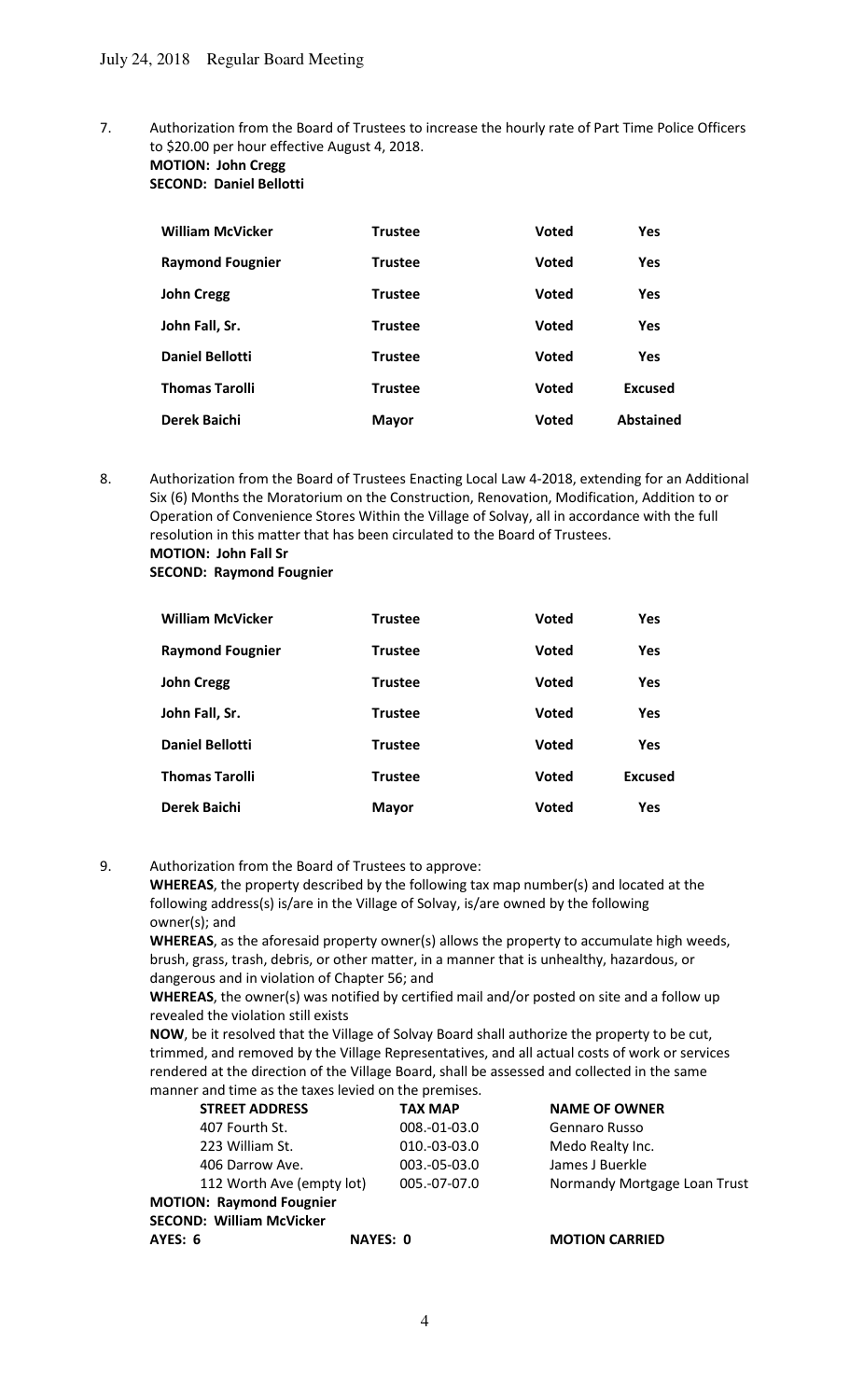7. Authorization from the Board of Trustees to increase the hourly rate of Part Time Police Officers to $20.00 per hour effective August 4, 2018.
**MOTION: John Cregg**
**SECOND: Daniel Bellotti**

| | | | |
|---|---|---|---|
| **William McVicker** | **Trustee** | **Voted** | **Yes** |
| **Raymond Fougnier** | **Trustee** | **Voted** | **Yes** |
| **John Cregg** | **Trustee** | **Voted** | **Yes** |
| **John Fall, Sr.** | **Trustee** | **Voted** | **Yes** |
| **Daniel Bellotti** | **Trustee** | **Voted** | **Yes** |
| **Thomas Tarolli** | **Trustee** | **Voted** | **Excused** |
| **Derek Baichi** | **Mayor** | **Voted** | **Abstained** |

8. Authorization from the Board of Trustees Enacting Local Law 4-2018, extending for an Additional Six (6) Months the Moratorium on the Construction, Renovation, Modification, Addition to or Operation of Convenience Stores Within the Village of Solvay, all in accordance with the full resolution in this matter that has been circulated to the Board of Trustees.
**MOTION: John Fall Sr**
**SECOND: Raymond Fougnier**

| | | | |
|---|---|---|---|
| **William McVicker** | **Trustee** | **Voted** | **Yes** |
| **Raymond Fougnier** | **Trustee** | **Voted** | **Yes** |
| **John Cregg** | **Trustee** | **Voted** | **Yes** |
| **John Fall, Sr.** | **Trustee** | **Voted** | **Yes** |
| **Daniel Bellotti** | **Trustee** | **Voted** | **Yes** |
| **Thomas Tarolli** | **Trustee** | **Voted** | **Excused** |
| **Derek Baichi** | **Mayor** | **Voted** | **Yes** |

9. Authorization from the Board of Trustees to approve:
**WHEREAS**, the property described by the following tax map number(s) and located at the following address(s) is/are in the Village of Solvay, is/are owned by the following owner(s); and
**WHEREAS**, as the aforesaid property owner(s) allows the property to accumulate high weeds, brush, grass, trash, debris, or other matter, in a manner that is unhealthy, hazardous, or dangerous and in violation of Chapter 56; and
**WHEREAS**, the owner(s) was notified by certified mail and/or posted on site and a follow up revealed the violation still exists
**NOW**, be it resolved that the Village of Solvay Board shall authorize the property to be cut, trimmed, and removed by the Village Representatives, and all actual costs of work or services rendered at the direction of the Village Board, shall be assessed and collected in the same manner and time as the taxes levied on the premises.

| **STREET ADDRESS** | **TAX MAP** | **NAME OF OWNER** |
|---|---|---|
| 407 Fourth St. | 008.-01-03.0 | Gennaro Russo |
| 223 William St. | 010.-03-03.0 | Medo Realty Inc. |
| 406 Darrow Ave. | 003.-05-03.0 | James J Buerkle |
| 112 Worth Ave (empty lot) | 005.-07-07.0 | Normandy Mortgage Loan Trust |

**MOTION: Raymond Fougnier**
**SECOND: William McVicker**
**AYES: 6** **NAYES: 0** **MOTION CARRIED**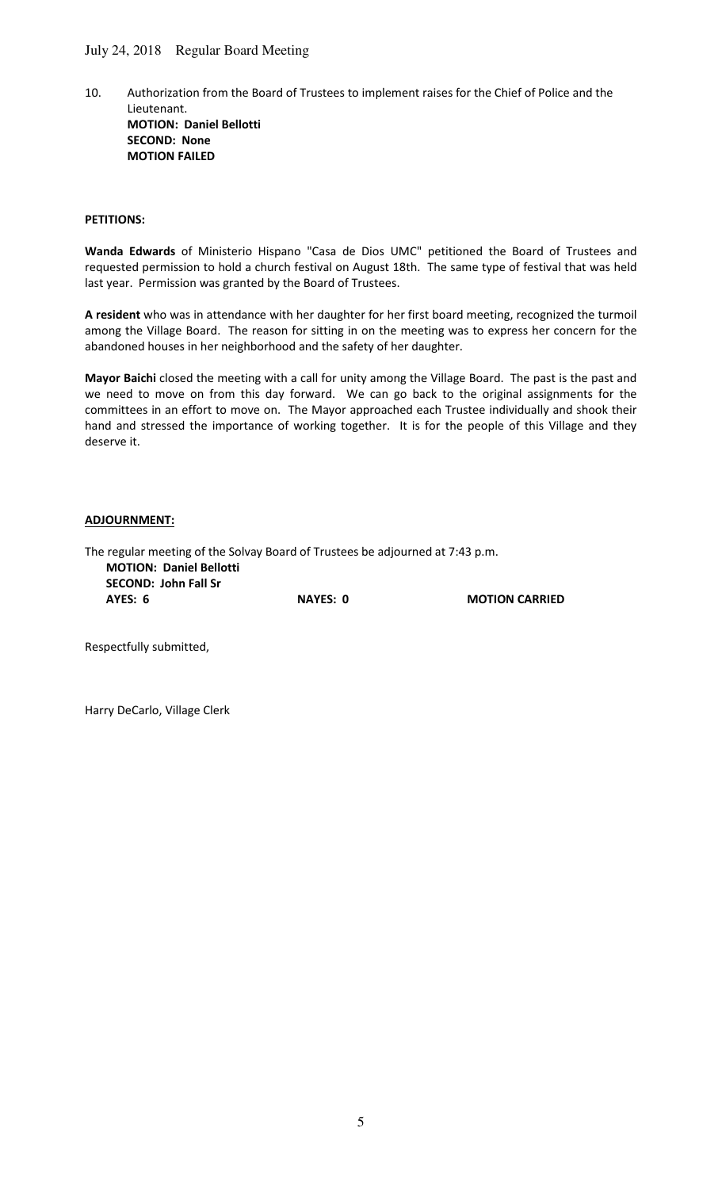10. Authorization from the Board of Trustees to implement raises for the Chief of Police and the Lieutenant.
    **MOTION: Daniel Bellotti**
    **SECOND: None**
    **MOTION FAILED**

**PETITIONS:**

**Wanda Edwards** of Ministerio Hispano "Casa de Dios UMC" petitioned the Board of Trustees and requested permission to hold a church festival on August 18th. The same type of festival that was held last year. Permission was granted by the Board of Trustees.

**A resident** who was in attendance with her daughter for her first board meeting, recognized the turmoil among the Village Board. The reason for sitting in on the meeting was to express her concern for the abandoned houses in her neighborhood and the safety of her daughter.

**Mayor Baichi** closed the meeting with a call for unity among the Village Board. The past is the past and we need to move on from this day forward. We can go back to the original assignments for the committees in an effort to move on. The Mayor approached each Trustee individually and shook their hand and stressed the importance of working together. It is for the people of this Village and they deserve it.

**ADJOURNMENT:**

The regular meeting of the Solvay Board of Trustees be adjourned at 7:43 p.m.

**MOTION: Daniel Bellotti**
**SECOND: John Fall Sr**
**AYES: 6** **NAYES: 0** **MOTION CARRIED**

Respectfully submitted,

Harry DeCarlo, Village Clerk